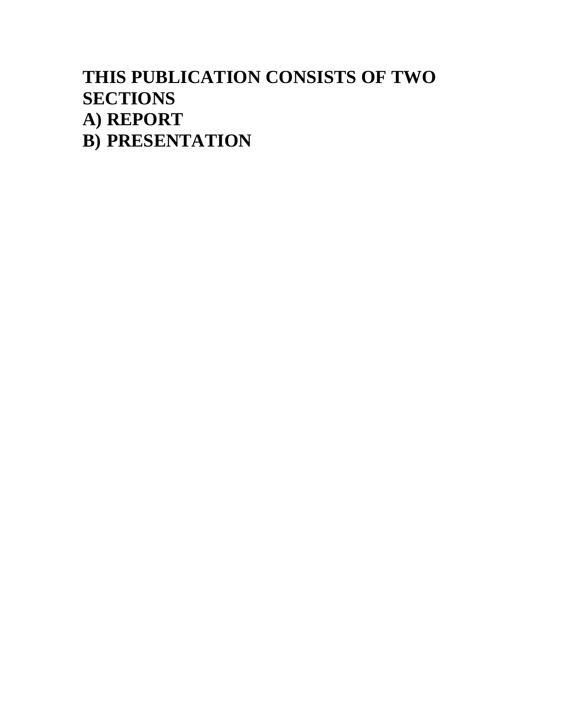**THIS PUBLICATION CONSISTS OF TWO SECTIONS**

**A) REPORT**

**B) PRESENTATION**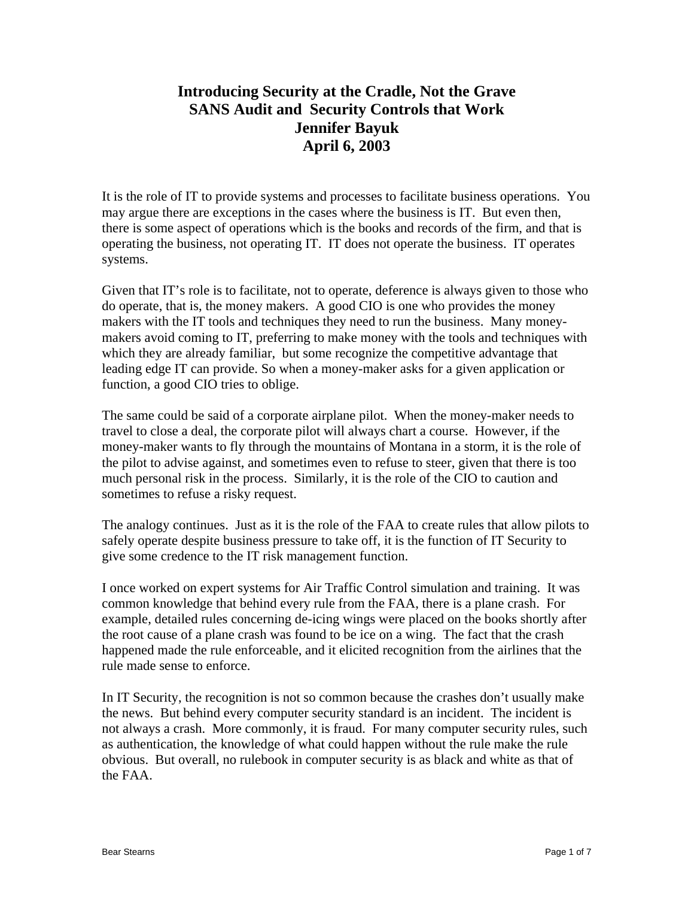# Introducing Security at the Cradle, Not the Grave

## SANS Audit and Security Controls that Work

## Jennifer Bayuk

## April 6, 2003

It is the role of IT to provide systems and processes to facilitate business operations. You may argue there are exceptions in the cases where the business is IT. But even then, there is some aspect of operations which is the books and records of the firm, and that is operating the business, not operating IT. IT does not operate the business. IT operates systems.

Given that IT's role is to facilitate, not to operate, deference is always given to those who do operate, that is, the money makers. A good CIO is one who provides the money makers with the IT tools and techniques they need to run the business. Many money-makers avoid coming to IT, preferring to make money with the tools and techniques with which they are already familiar, but some recognize the competitive advantage that leading edge IT can provide. So when a money-maker asks for a given application or function, a good CIO tries to oblige.

The same could be said of a corporate airplane pilot. When the money-maker needs to travel to close a deal, the corporate pilot will always chart a course. However, if the money-maker wants to fly through the mountains of Montana in a storm, it is the role of the pilot to advise against, and sometimes even to refuse to steer, given that there is too much personal risk in the process. Similarly, it is the role of the CIO to caution and sometimes to refuse a risky request.

The analogy continues. Just as it is the role of the FAA to create rules that allow pilots to safely operate despite business pressure to take off, it is the function of IT Security to give some credence to the IT risk management function.

I once worked on expert systems for Air Traffic Control simulation and training. It was common knowledge that behind every rule from the FAA, there is a plane crash. For example, detailed rules concerning de-icing wings were placed on the books shortly after the root cause of a plane crash was found to be ice on a wing. The fact that the crash happened made the rule enforceable, and it elicited recognition from the airlines that the rule made sense to enforce.

In IT Security, the recognition is not so common because the crashes don't usually make the news. But behind every computer security standard is an incident. The incident is not always a crash. More commonly, it is fraud. For many computer security rules, such as authentication, the knowledge of what could happen without the rule make the rule obvious. But overall, no rulebook in computer security is as black and white as that of the FAA.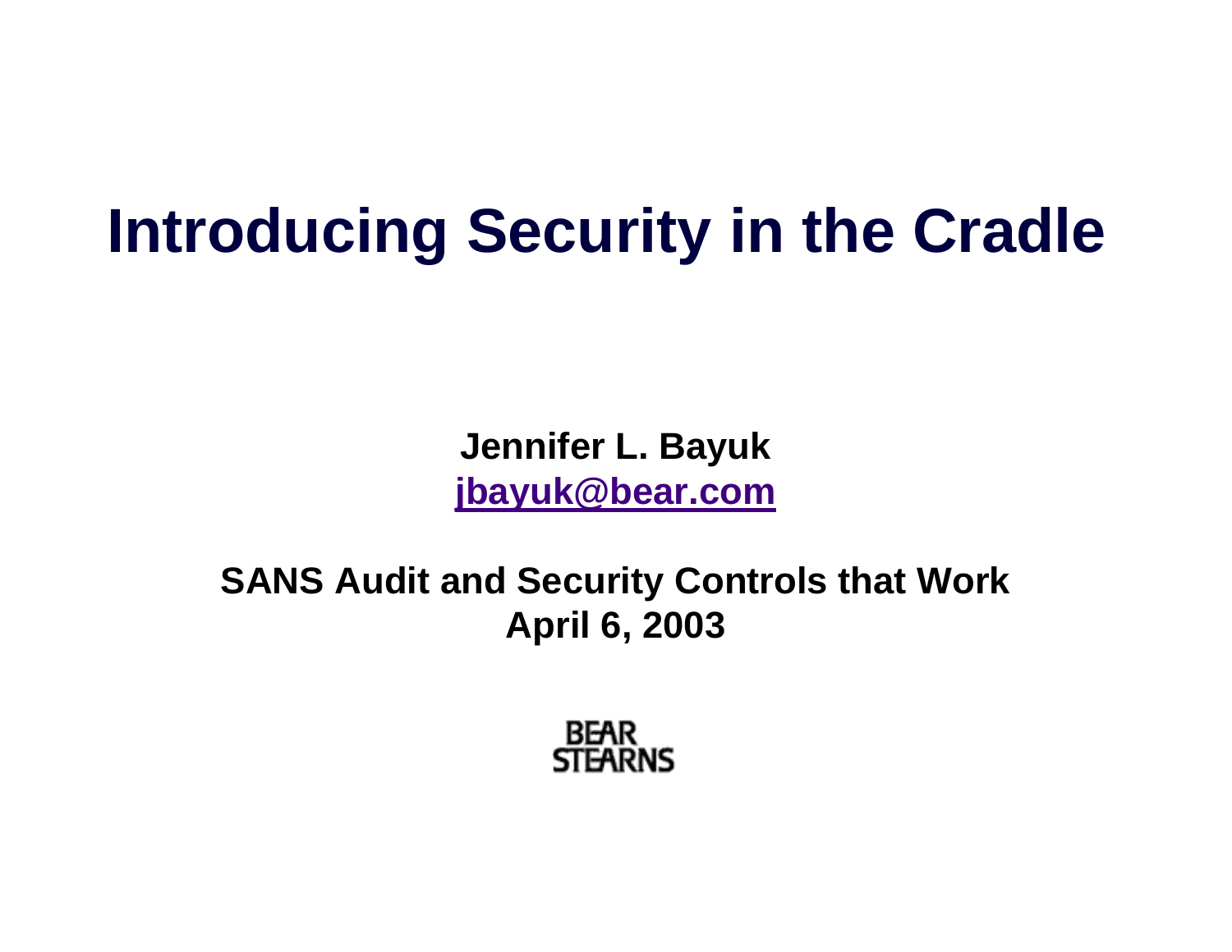# Introducing Security in the Cradle

**Jennifer L. Bayuk**
**[jbayuk@bear.com](mailto:jbayuk@bear.com)**

**SANS Audit and Security Controls that Work**
**April 6, 2003**

BEAR STEARNS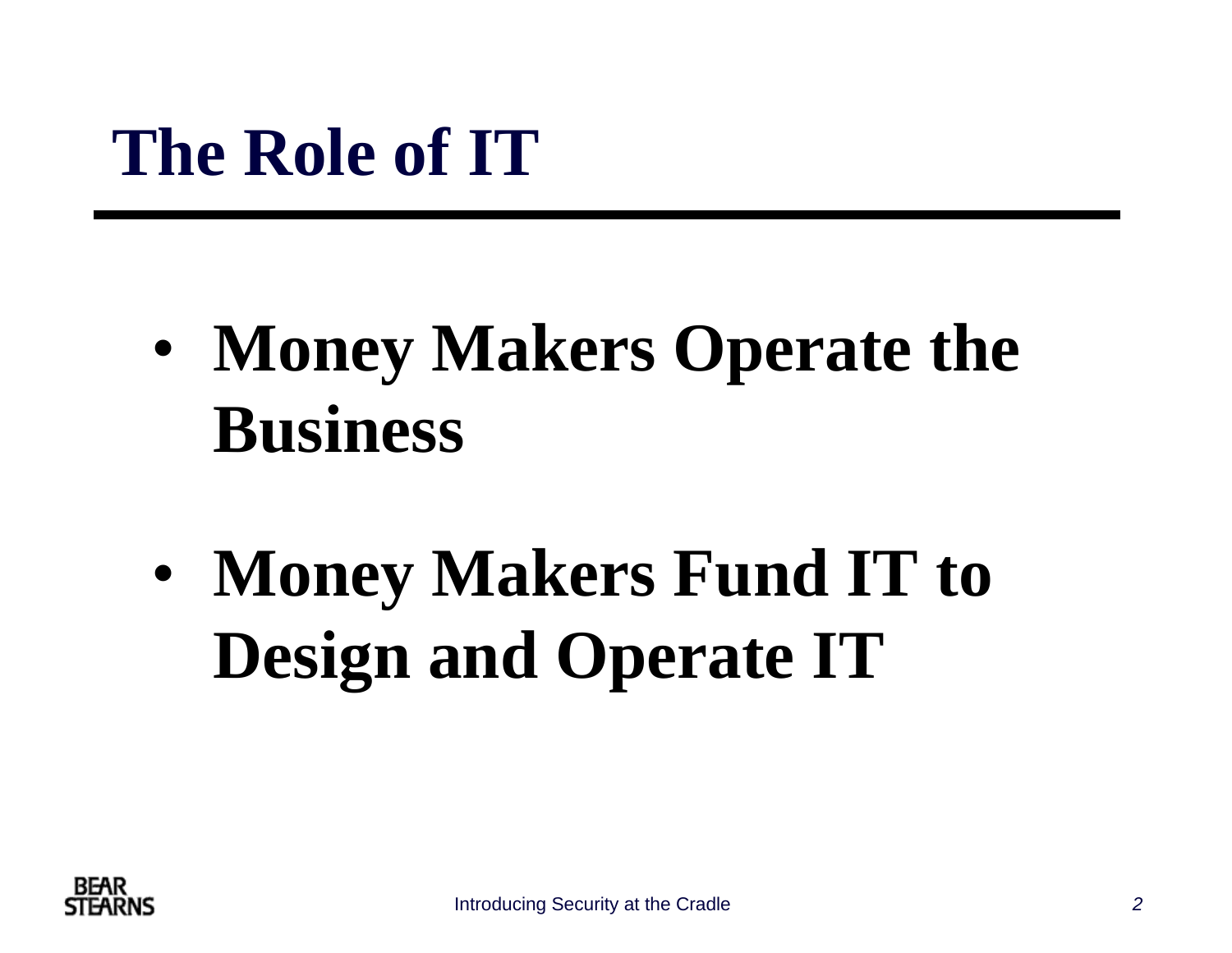# The Role of IT

- **Money Makers Operate the Business**

- **Money Makers Fund IT to Design and Operate IT**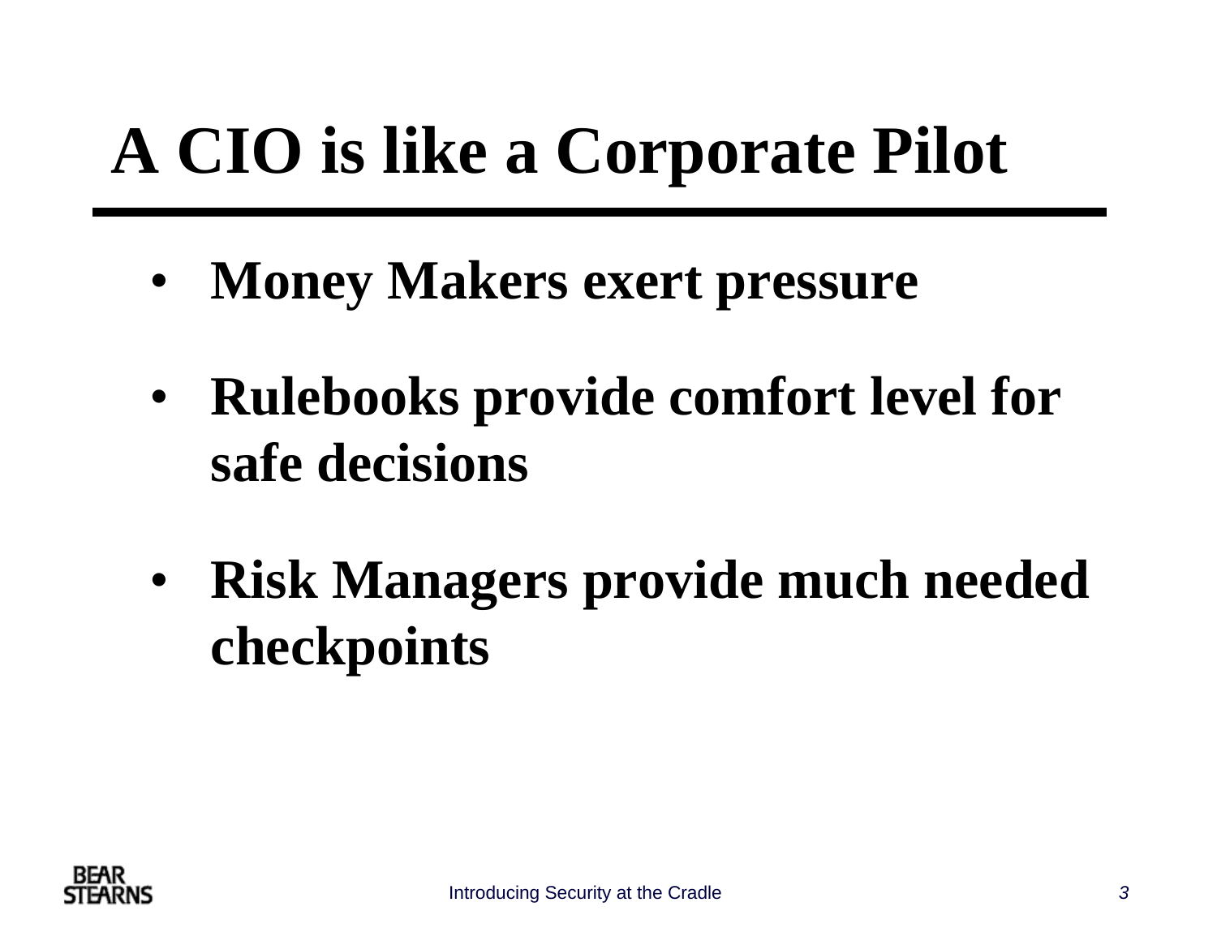# A CIO is like a Corporate Pilot

- **Money Makers exert pressure**
- **Rulebooks provide comfort level for safe decisions**
- **Risk Managers provide much needed checkpoints**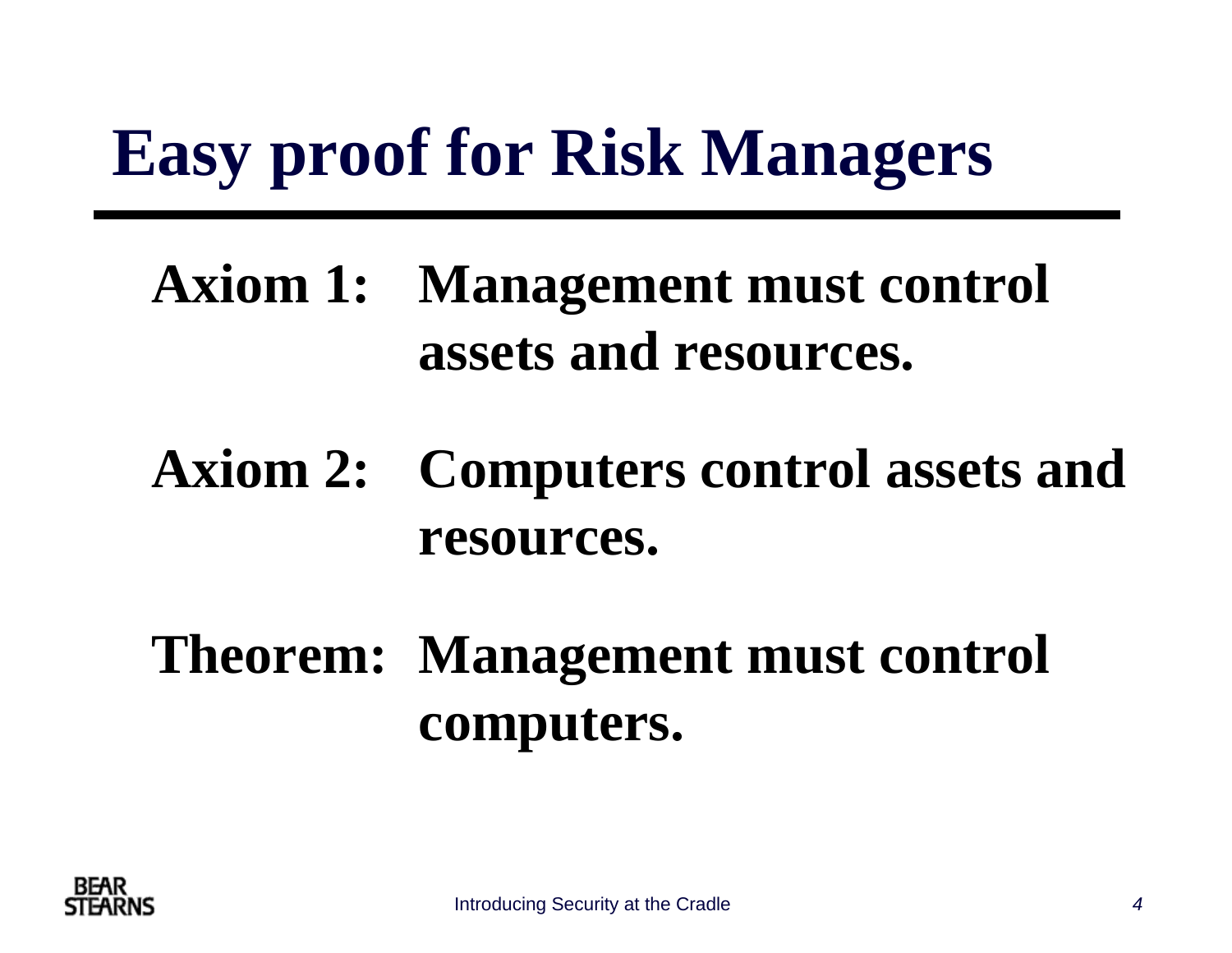# Easy proof for Risk Managers

**Axiom 1:** **Management must control assets and resources.**

**Axiom 2:** **Computers control assets and resources.**

**Theorem:** **Management must control computers.**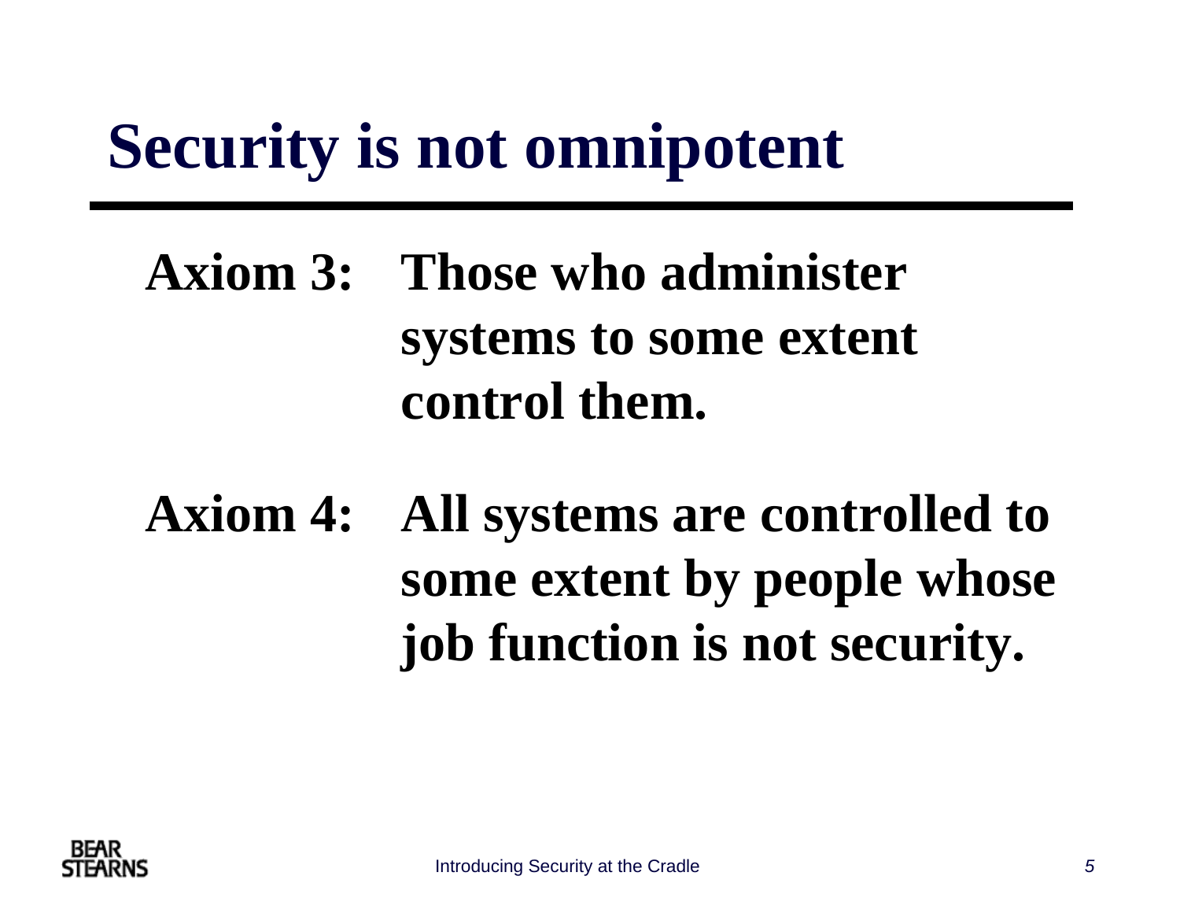# Security is not omnipotent

**Axiom 3:** Those who administer systems to some extent control them.

**Axiom 4:** All systems are controlled to some extent by people whose job function is not security.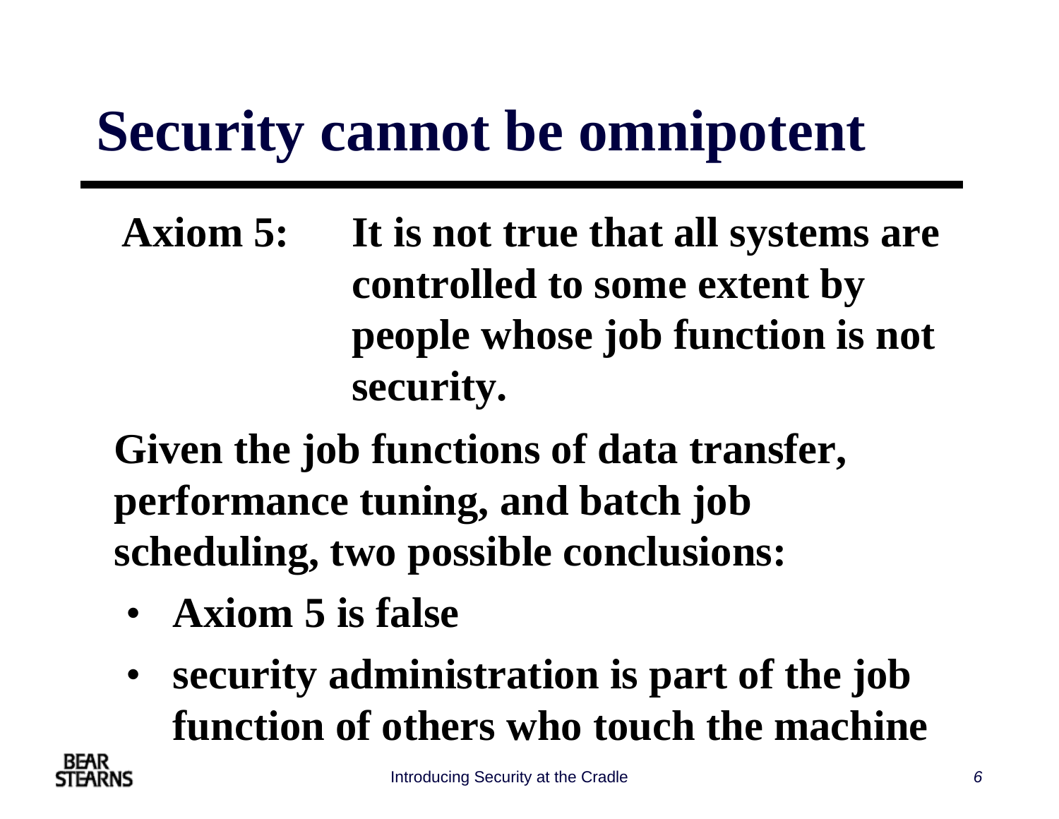# Security cannot be omnipotent

**Axiom 5:** **It is not true that all systems are controlled to some extent by people whose job function is not security.**

**Given the job functions of data transfer, performance tuning, and batch job scheduling, two possible conclusions:**

- **Axiom 5 is false**
- **security administration is part of the job function of others who touch the machine**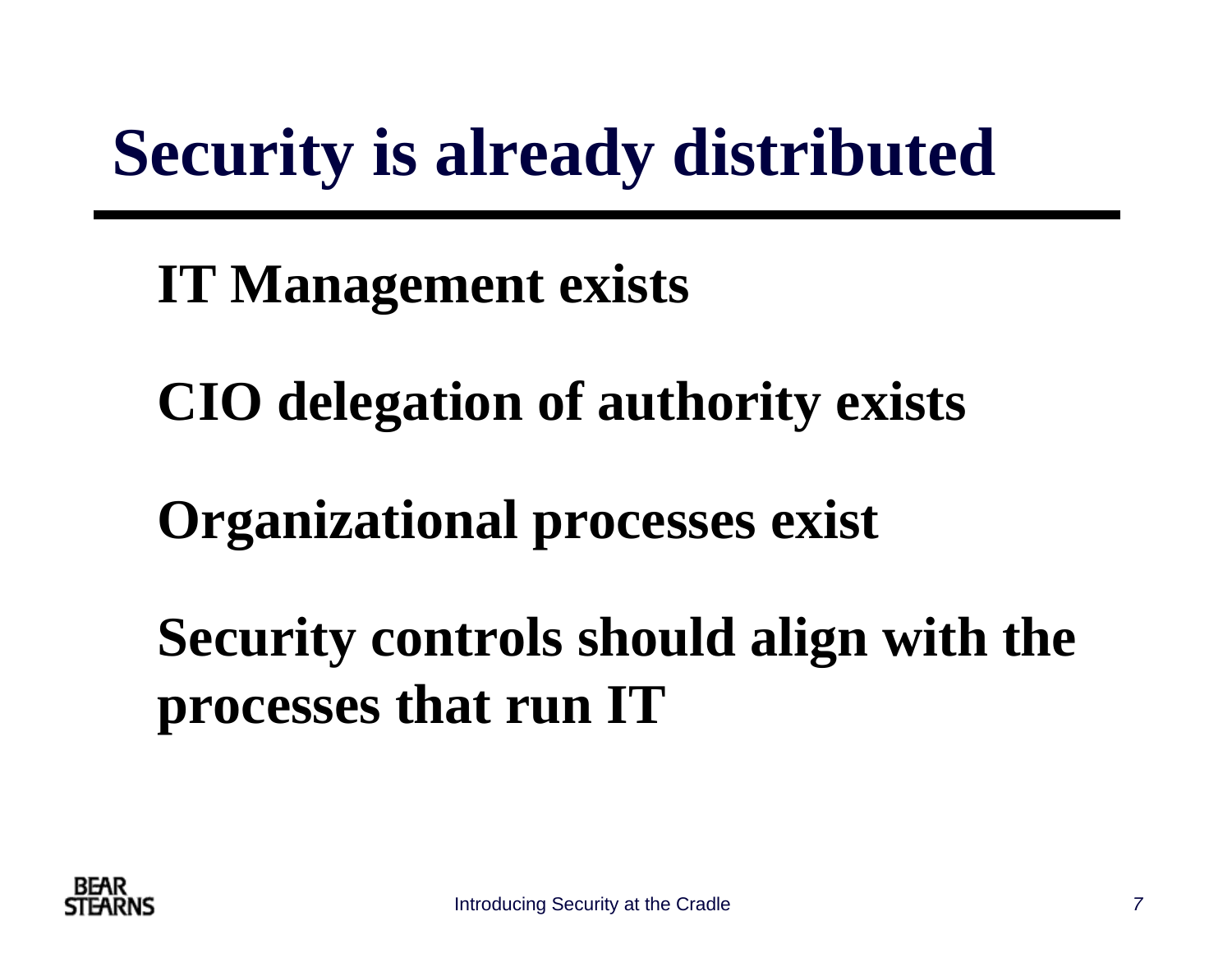# Security is already distributed

**IT Management exists**

**CIO delegation of authority exists**

**Organizational processes exist**

**Security controls should align with the processes that run IT**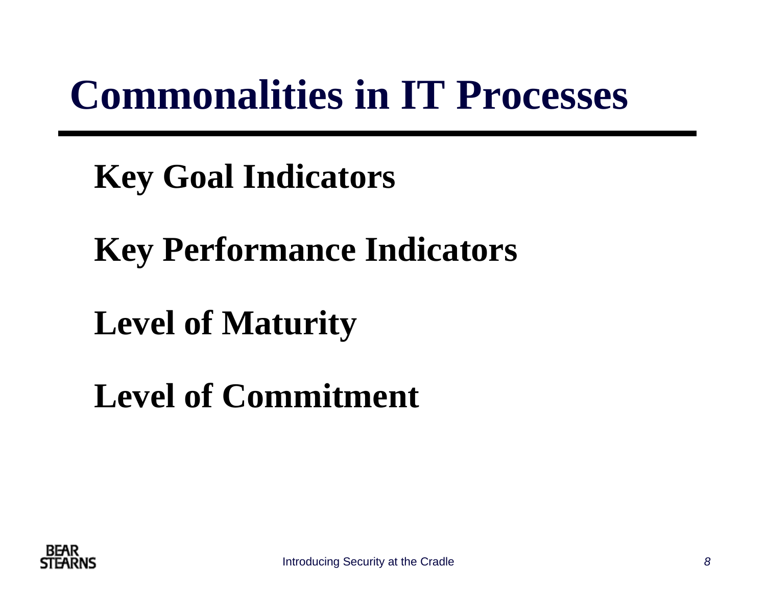# Commonalities in IT Processes

**Key Goal Indicators**

**Key Performance Indicators**

**Level of Maturity**

**Level of Commitment**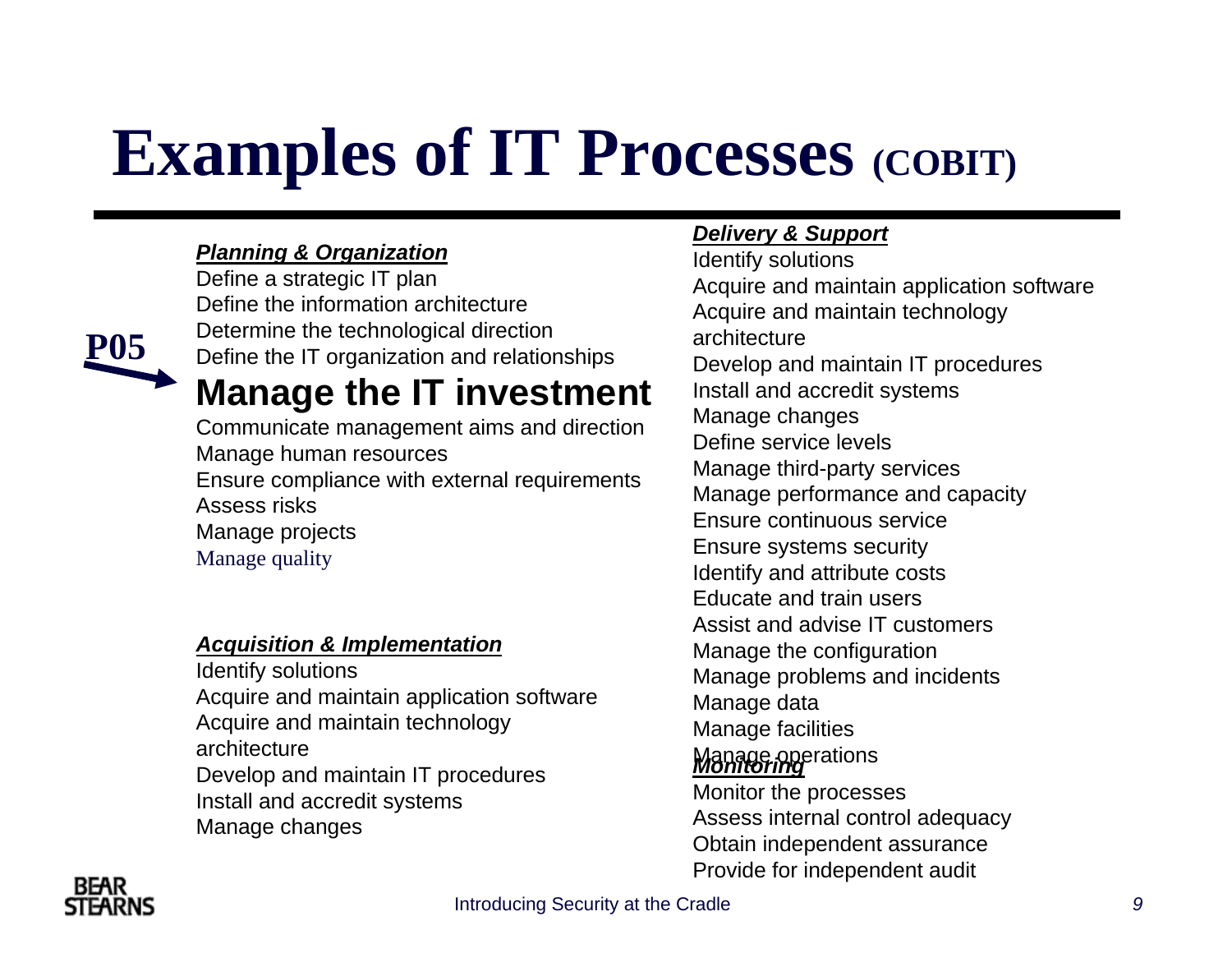# Examples of IT Processes (COBIT)

***Planning & Organization***

Define a strategic IT plan
Define the information architecture
Determine the technological direction
Define the IT organization and relationships

P05 →

## Manage the IT investment

Communicate management aims and direction
Manage human resources
Ensure compliance with external requirements
Assess risks
Manage projects
Manage quality

***Acquisition & Implementation***

Identify solutions
Acquire and maintain application software
Acquire and maintain technology architecture
Develop and maintain IT procedures
Install and accredit systems
Manage changes

***Delivery & Support***

Identify solutions
Acquire and maintain application software
Acquire and maintain technology architecture
Develop and maintain IT procedures
Install and accredit systems
Manage changes
Define service levels
Manage third-party services
Manage performance and capacity
Ensure continuous service
Ensure systems security
Identify and attribute costs
Educate and train users
Assist and advise IT customers
Manage the configuration
Manage problems and incidents
Manage data
Manage facilities
Manage operations

***Monitoring***

Monitor the processes
Assess internal control adequacy
Obtain independent assurance
Provide for independent audit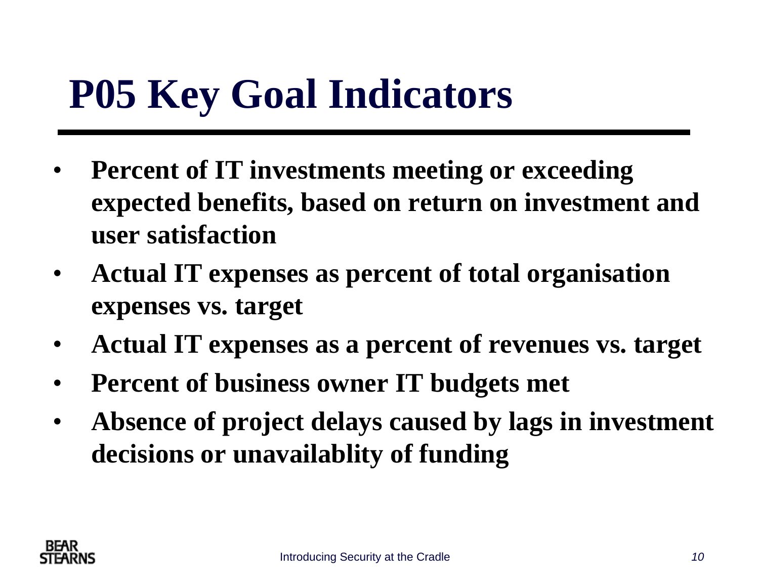# P05 Key Goal Indicators

- **Percent of IT investments meeting or exceeding expected benefits, based on return on investment and user satisfaction**
- **Actual IT expenses as percent of total organisation expenses vs. target**
- **Actual IT expenses as a percent of revenues vs. target**
- **Percent of business owner IT budgets met**
- **Absence of project delays caused by lags in investment decisions or unavailablity of funding**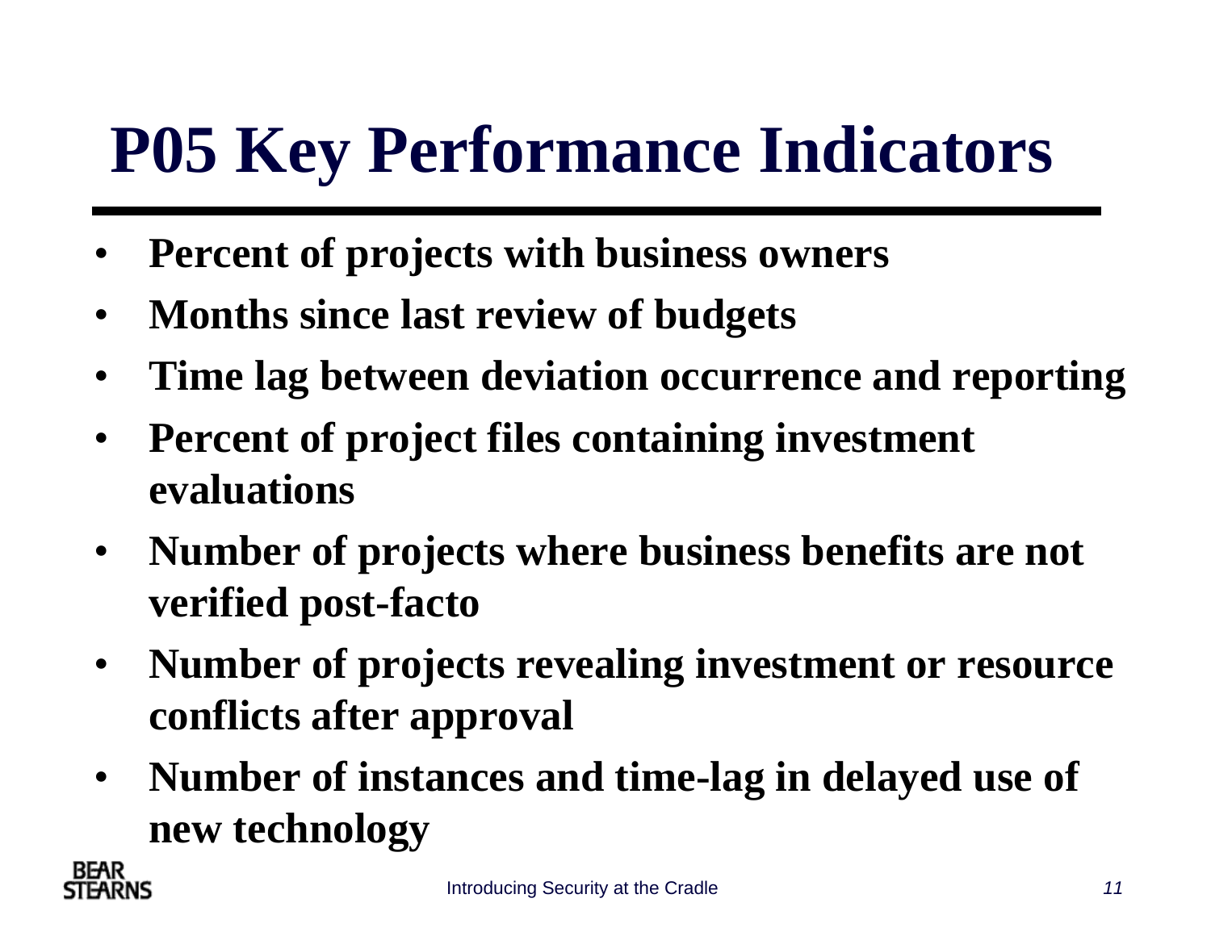# P05 Key Performance Indicators

- **Percent of projects with business owners**
- **Months since last review of budgets**
- **Time lag between deviation occurrence and reporting**
- **Percent of project files containing investment evaluations**
- **Number of projects where business benefits are not verified post-facto**
- **Number of projects revealing investment or resource conflicts after approval**
- **Number of instances and time-lag in delayed use of new technology**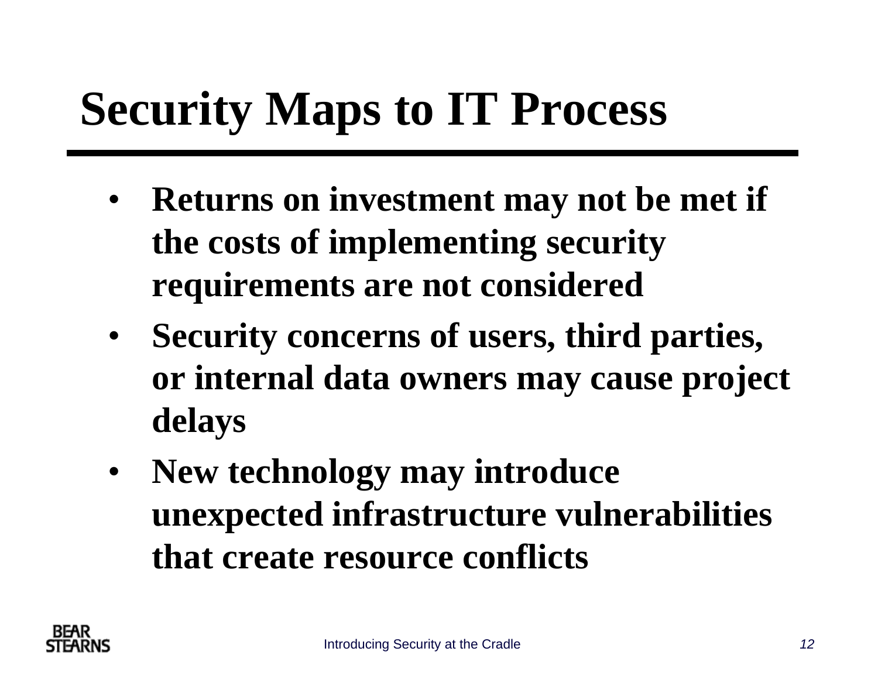# Security Maps to IT Process

- **Returns on investment may not be met if the costs of implementing security requirements are not considered**
- **Security concerns of users, third parties, or internal data owners may cause project delays**
- **New technology may introduce unexpected infrastructure vulnerabilities that create resource conflicts**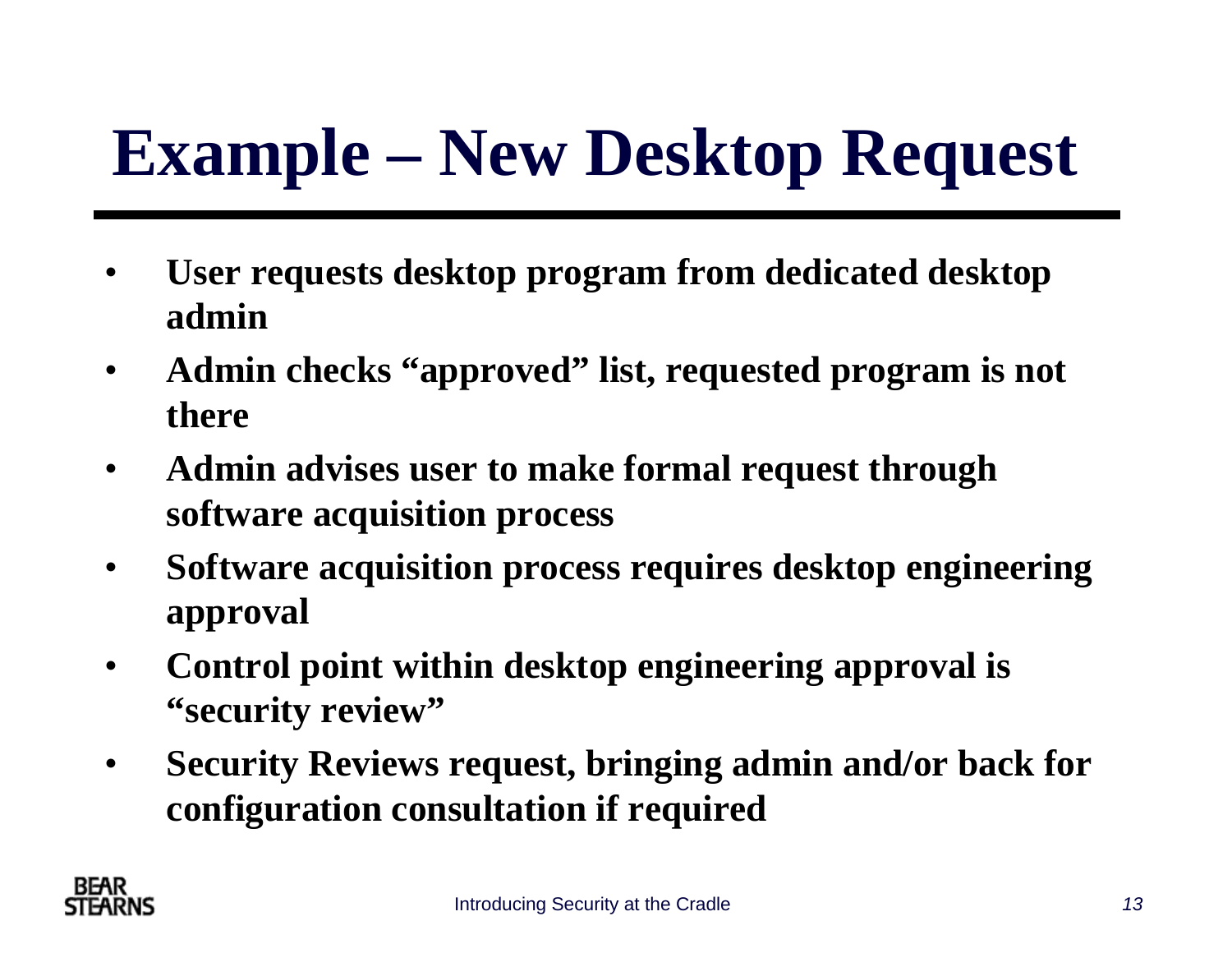# Example – New Desktop Request

- **User requests desktop program from dedicated desktop admin**
- **Admin checks "approved" list, requested program is not there**
- **Admin advises user to make formal request through software acquisition process**
- **Software acquisition process requires desktop engineering approval**
- **Control point within desktop engineering approval is "security review"**
- **Security Reviews request, bringing admin and/or back for configuration consultation if required**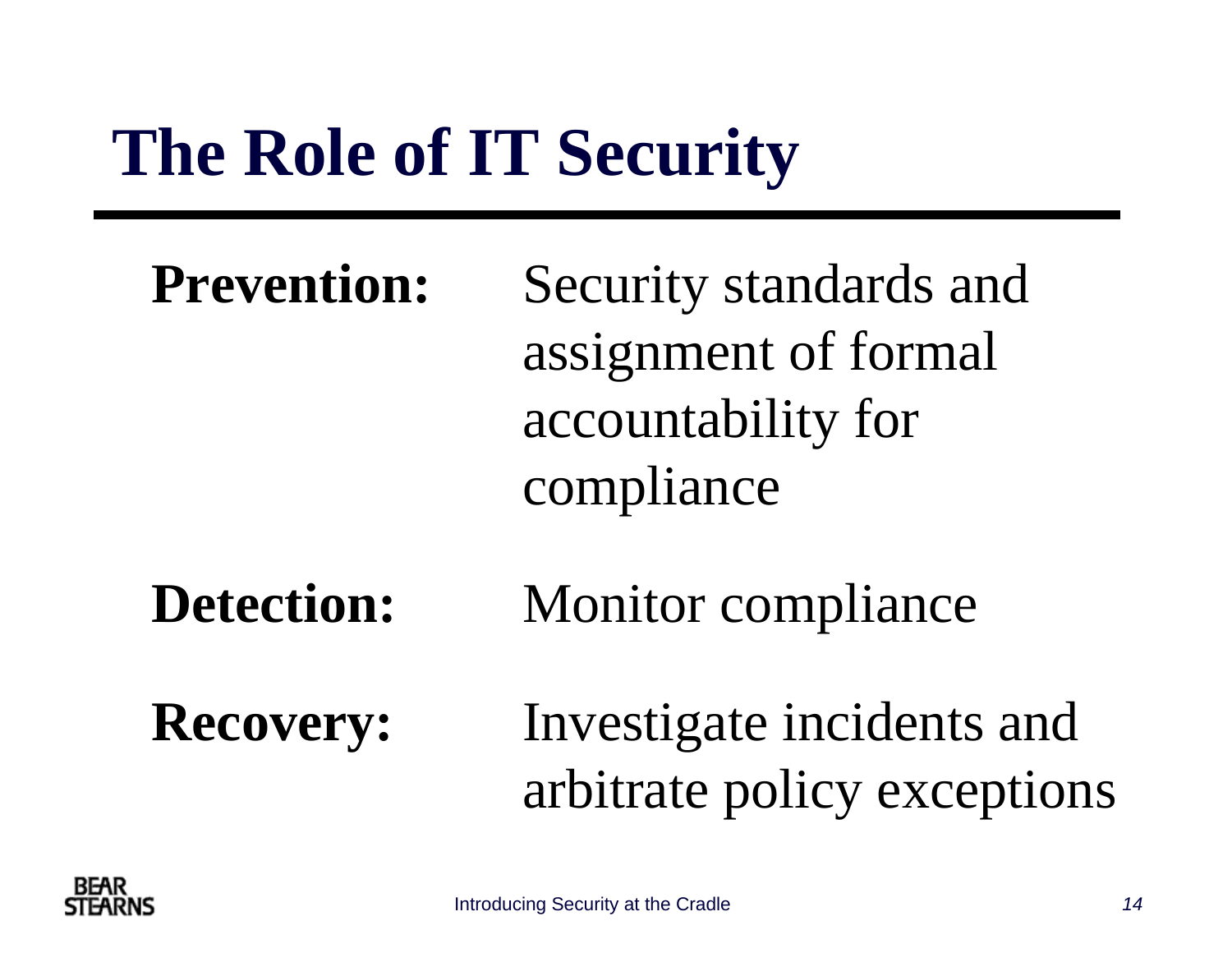# The Role of IT Security

**Prevention:** Security standards and assignment of formal accountability for compliance

**Detection:** Monitor compliance

**Recovery:** Investigate incidents and arbitrate policy exceptions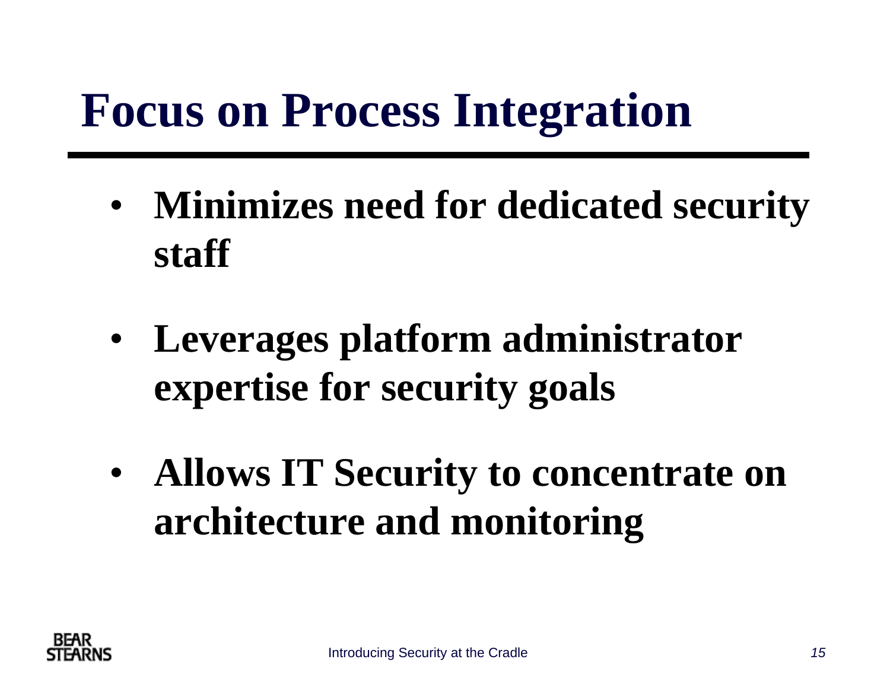# Focus on Process Integration

- **Minimizes need for dedicated security staff**
- **Leverages platform administrator expertise for security goals**
- **Allows IT Security to concentrate on architecture and monitoring**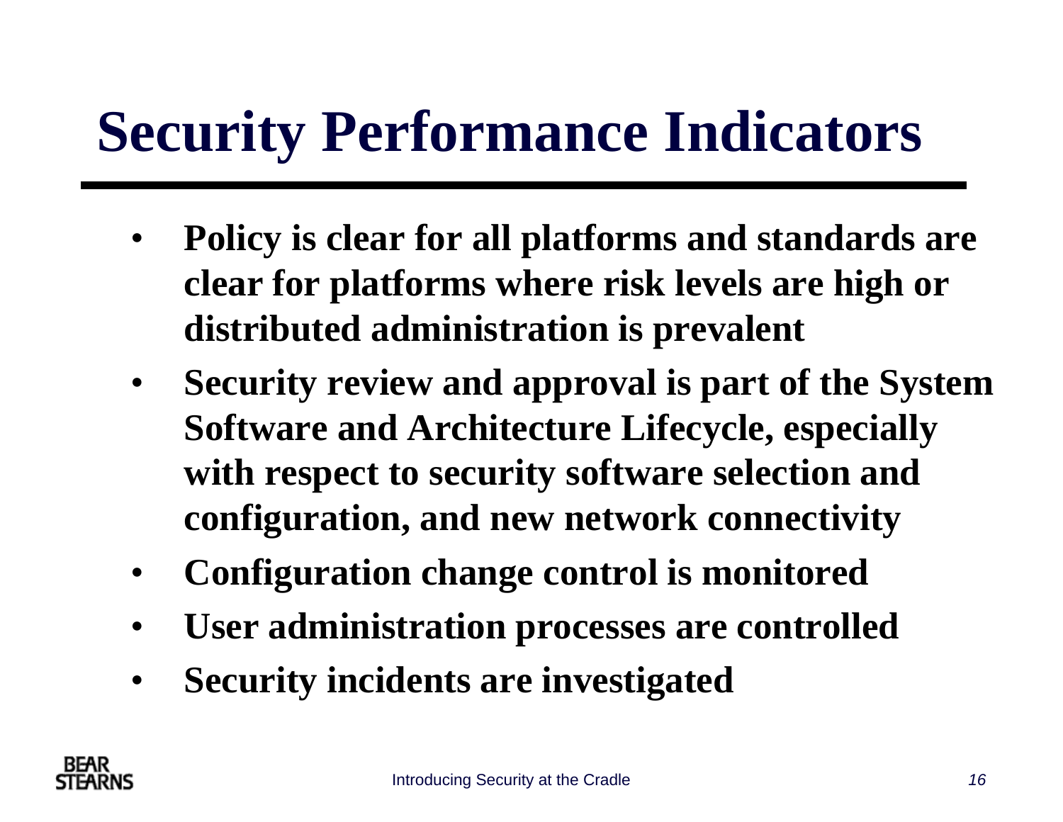# Security Performance Indicators

- **Policy is clear for all platforms and standards are clear for platforms where risk levels are high or distributed administration is prevalent**
- **Security review and approval is part of the System Software and Architecture Lifecycle, especially with respect to security software selection and configuration, and new network connectivity**
- **Configuration change control is monitored**
- **User administration processes are controlled**
- **Security incidents are investigated**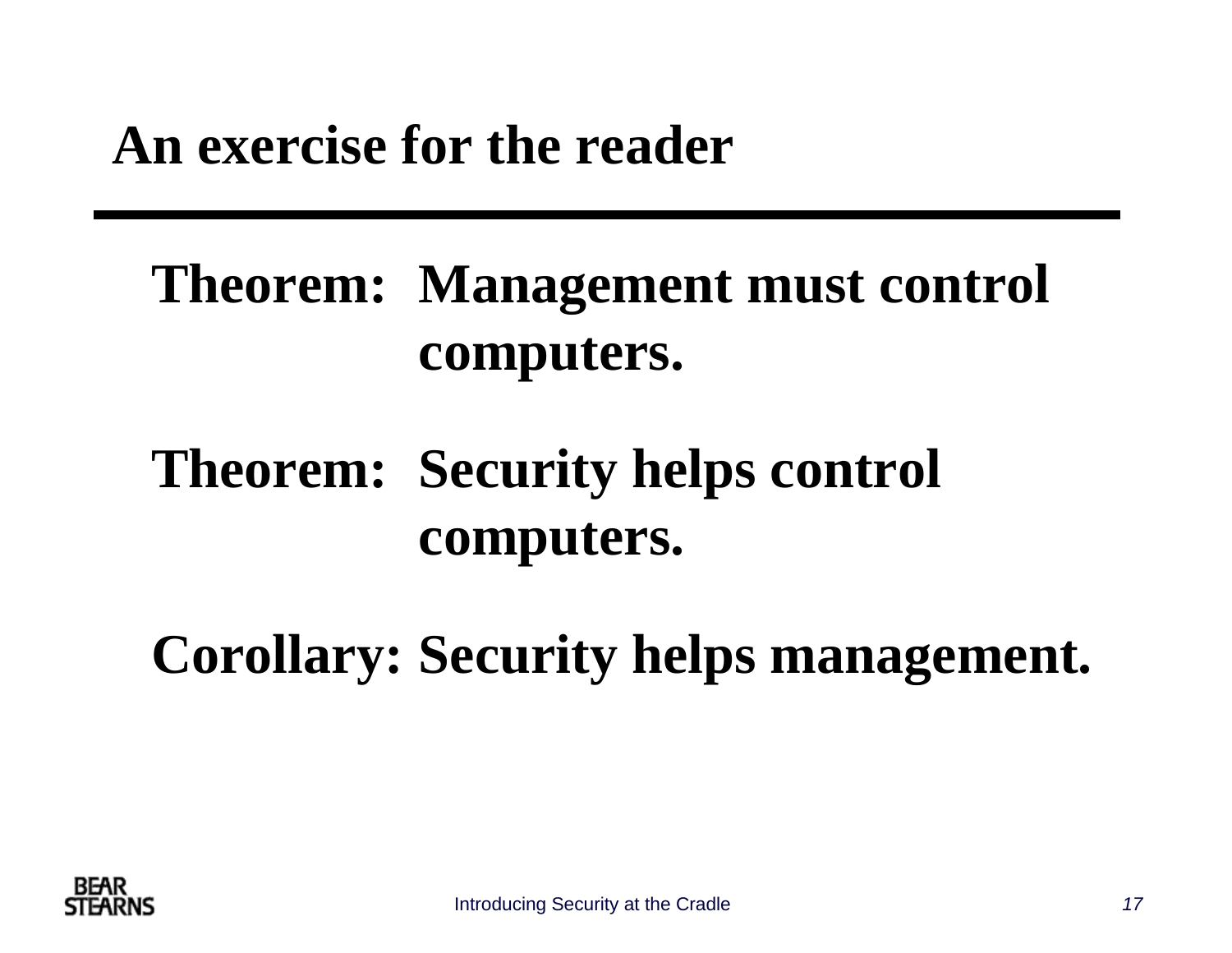# An exercise for the reader

**Theorem:** Management must control computers.

**Theorem:** Security helps control computers.

**Corollary:** Security helps management.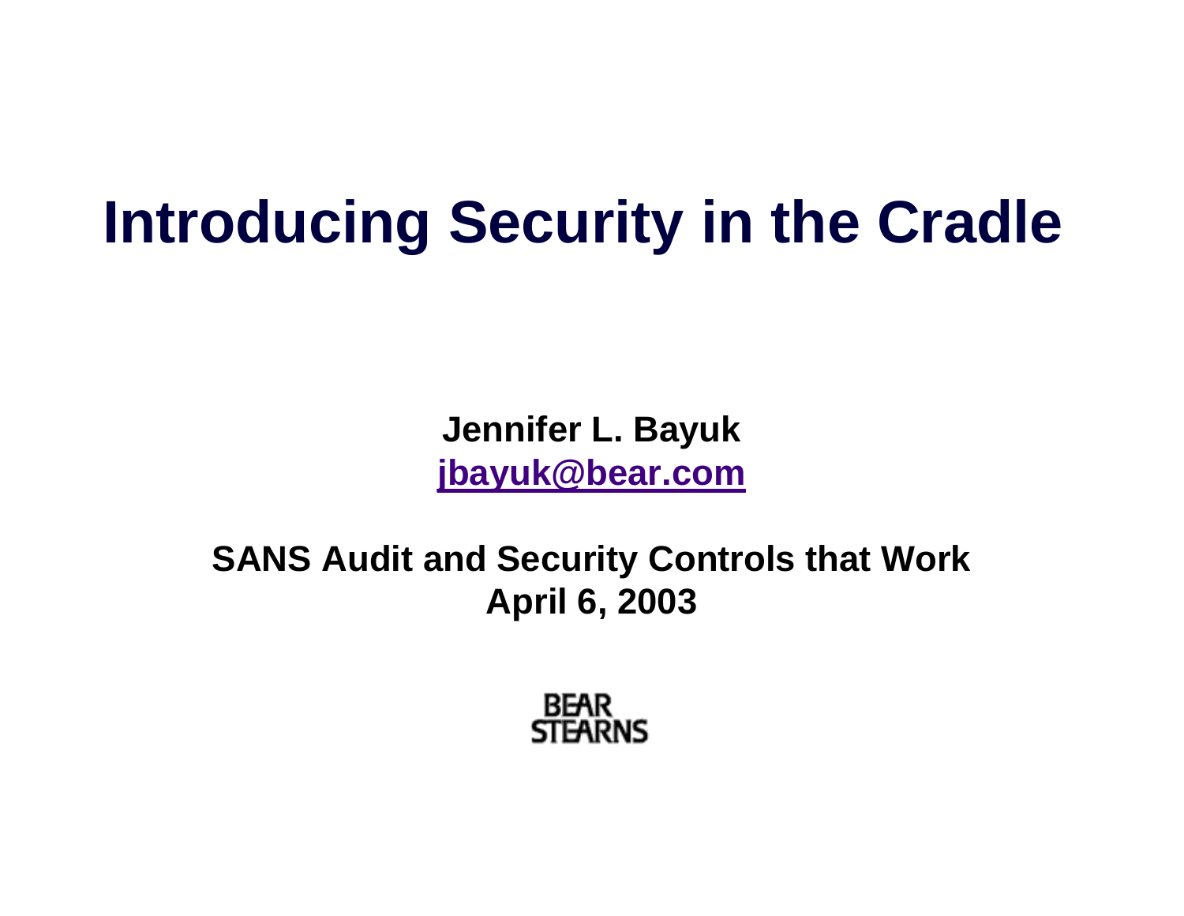# Introducing Security in the Cradle

**Jennifer L. Bayuk**
**jbayuk@bear.com**

**SANS Audit and Security Controls that Work**
**April 6, 2003**

BEAR
STEARNS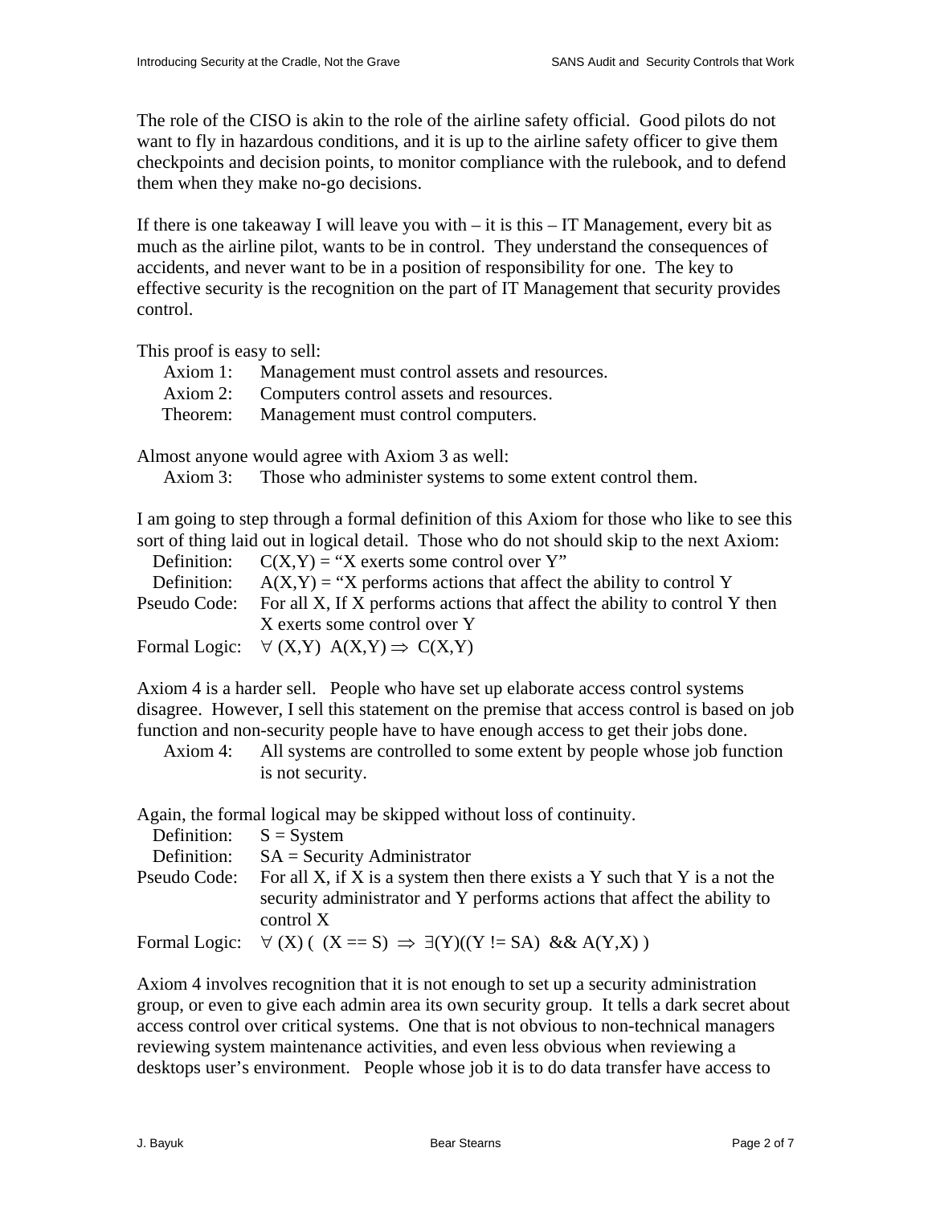The role of the CISO is akin to the role of the airline safety official. Good pilots do not want to fly in hazardous conditions, and it is up to the airline safety officer to give them checkpoints and decision points, to monitor compliance with the rulebook, and to defend them when they make no-go decisions.

If there is one takeaway I will leave you with – it is this – IT Management, every bit as much as the airline pilot, wants to be in control. They understand the consequences of accidents, and never want to be in a position of responsibility for one. The key to effective security is the recognition on the part of IT Management that security provides control.

This proof is easy to sell:

| | |
|---|---|
| Axiom 1: | Management must control assets and resources. |
| Axiom 2: | Computers control assets and resources. |
| Theorem: | Management must control computers. |

Almost anyone would agree with Axiom 3 as well:

| | |
|---|---|
| Axiom 3: | Those who administer systems to some extent control them. |

I am going to step through a formal definition of this Axiom for those who like to see this sort of thing laid out in logical detail. Those who do not should skip to the next Axiom:

| | |
|---|---|
| Definition: | C(X,Y) = "X exerts some control over Y" |
| Definition: | A(X,Y) = "X performs actions that affect the ability to control Y |
| Pseudo Code: | For all X, If X performs actions that affect the ability to control Y then X exerts some control over Y |
| Formal Logic: | $\forall$ (X,Y) A(X,Y) $\Rightarrow$ C(X,Y) |

Axiom 4 is a harder sell. People who have set up elaborate access control systems disagree. However, I sell this statement on the premise that access control is based on job function and non-security people have to have enough access to get their jobs done.

| | |
|---|---|
| Axiom 4: | All systems are controlled to some extent by people whose job function is not security. |

Again, the formal logical may be skipped without loss of continuity.

| | |
|---|---|
| Definition: | S = System |
| Definition: | SA = Security Administrator |
| Pseudo Code: | For all X, if X is a system then there exists a Y such that Y is a not the security administrator and Y performs actions that affect the ability to control X |
| Formal Logic: | $\forall$ (X) ( (X == S) $\Rightarrow$ $\exists$(Y)((Y != SA) && A(Y,X) ) |

Axiom 4 involves recognition that it is not enough to set up a security administration group, or even to give each admin area its own security group. It tells a dark secret about access control over critical systems. One that is not obvious to non-technical managers reviewing system maintenance activities, and even less obvious when reviewing a desktops user's environment. People whose job it is to do data transfer have access to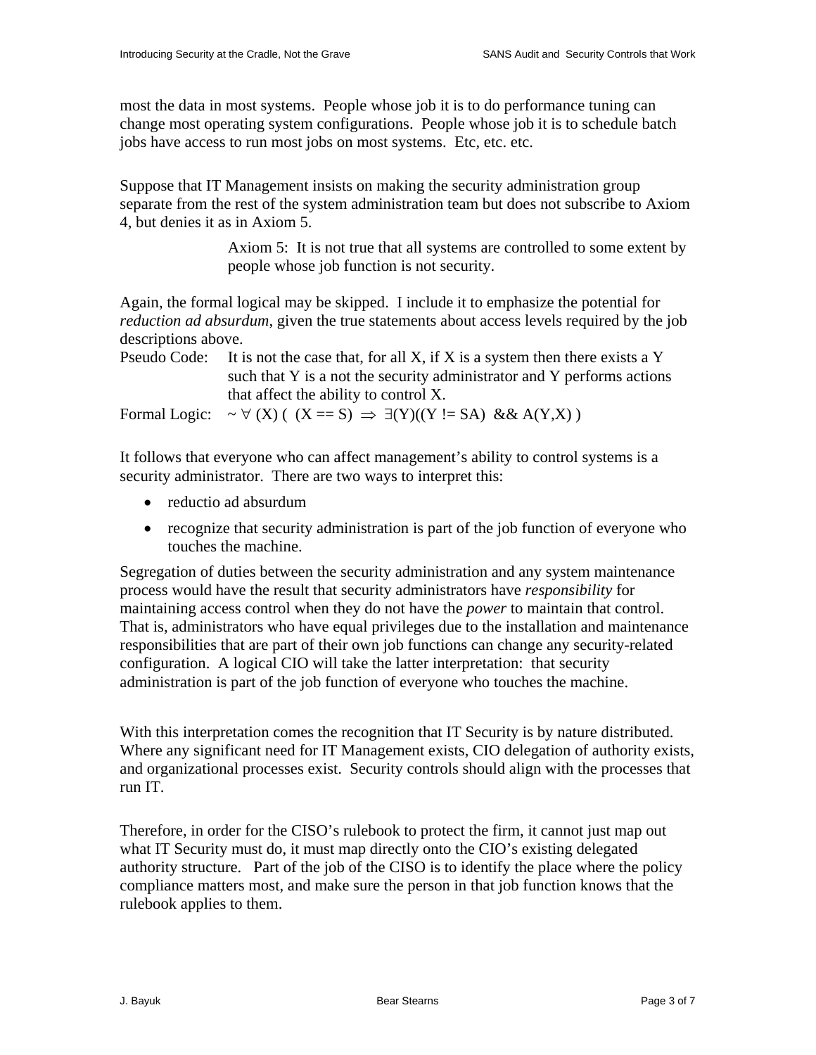most the data in most systems. People whose job it is to do performance tuning can change most operating system configurations. People whose job it is to schedule batch jobs have access to run most jobs on most systems. Etc, etc. etc.

Suppose that IT Management insists on making the security administration group separate from the rest of the system administration team but does not subscribe to Axiom 4, but denies it as in Axiom 5.

> Axiom 5: It is not true that all systems are controlled to some extent by people whose job function is not security.

Again, the formal logical may be skipped. I include it to emphasize the potential for *reduction ad absurdum*, given the true statements about access levels required by the job descriptions above.

Pseudo Code: It is not the case that, for all X, if X is a system then there exists a Y such that Y is a not the security administrator and Y performs actions that affect the ability to control X.

Formal Logic: $\sim \forall$ (X) ( (X == S) $\Rightarrow$ $\exists$(Y)((Y != SA) && A(Y,X) )

It follows that everyone who can affect management's ability to control systems is a security administrator. There are two ways to interpret this:

- reductio ad absurdum
- recognize that security administration is part of the job function of everyone who touches the machine.

Segregation of duties between the security administration and any system maintenance process would have the result that security administrators have *responsibility* for maintaining access control when they do not have the *power* to maintain that control. That is, administrators who have equal privileges due to the installation and maintenance responsibilities that are part of their own job functions can change any security-related configuration. A logical CIO will take the latter interpretation: that security administration is part of the job function of everyone who touches the machine.

With this interpretation comes the recognition that IT Security is by nature distributed. Where any significant need for IT Management exists, CIO delegation of authority exists, and organizational processes exist. Security controls should align with the processes that run IT.

Therefore, in order for the CISO's rulebook to protect the firm, it cannot just map out what IT Security must do, it must map directly onto the CIO's existing delegated authority structure. Part of the job of the CISO is to identify the place where the policy compliance matters most, and make sure the person in that job function knows that the rulebook applies to them.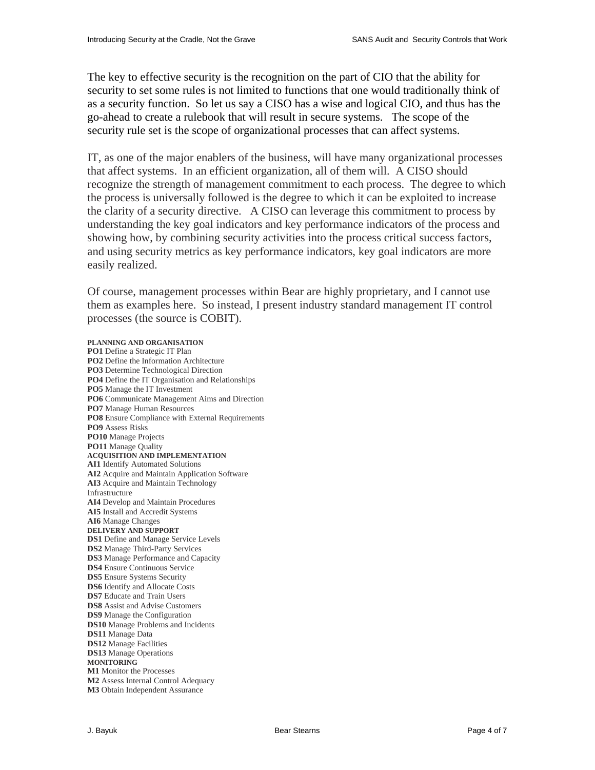The key to effective security is the recognition on the part of CIO that the ability for security to set some rules is not limited to functions that one would traditionally think of as a security function. So let us say a CISO has a wise and logical CIO, and thus has the go-ahead to create a rulebook that will result in secure systems. The scope of the security rule set is the scope of organizational processes that can affect systems.

IT, as one of the major enablers of the business, will have many organizational processes that affect systems. In an efficient organization, all of them will. A CISO should recognize the strength of management commitment to each process. The degree to which the process is universally followed is the degree to which it can be exploited to increase the clarity of a security directive. A CISO can leverage this commitment to process by understanding the key goal indicators and key performance indicators of the process and showing how, by combining security activities into the process critical success factors, and using security metrics as key performance indicators, key goal indicators are more easily realized.

Of course, management processes within Bear are highly proprietary, and I cannot use them as examples here. So instead, I present industry standard management IT control processes (the source is COBIT).

**PLANNING AND ORGANISATION**
**PO1** Define a Strategic IT Plan
**PO2** Define the Information Architecture
**PO3** Determine Technological Direction
**PO4** Define the IT Organisation and Relationships
**PO5** Manage the IT Investment
**PO6** Communicate Management Aims and Direction
**PO7** Manage Human Resources
**PO8** Ensure Compliance with External Requirements
**PO9** Assess Risks
**PO10** Manage Projects
**PO11** Manage Quality
**ACQUISITION AND IMPLEMENTATION**
**AI1** Identify Automated Solutions
**AI2** Acquire and Maintain Application Software
**AI3** Acquire and Maintain Technology Infrastructure
**AI4** Develop and Maintain Procedures
**AI5** Install and Accredit Systems
**AI6** Manage Changes
**DELIVERY AND SUPPORT**
**DS1** Define and Manage Service Levels
**DS2** Manage Third-Party Services
**DS3** Manage Performance and Capacity
**DS4** Ensure Continuous Service
**DS5** Ensure Systems Security
**DS6** Identify and Allocate Costs
**DS7** Educate and Train Users
**DS8** Assist and Advise Customers
**DS9** Manage the Configuration
**DS10** Manage Problems and Incidents
**DS11** Manage Data
**DS12** Manage Facilities
**DS13** Manage Operations
**MONITORING**
**M1** Monitor the Processes
**M2** Assess Internal Control Adequacy
**M3** Obtain Independent Assurance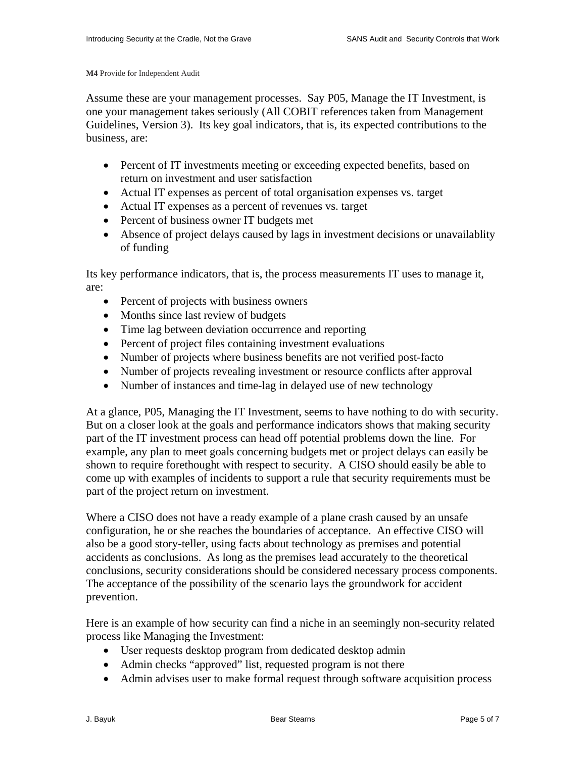**M4** Provide for Independent Audit

Assume these are your management processes. Say P05, Manage the IT Investment, is one your management takes seriously (All COBIT references taken from Management Guidelines, Version 3). Its key goal indicators, that is, its expected contributions to the business, are:

- Percent of IT investments meeting or exceeding expected benefits, based on return on investment and user satisfaction
- Actual IT expenses as percent of total organisation expenses vs. target
- Actual IT expenses as a percent of revenues vs. target
- Percent of business owner IT budgets met
- Absence of project delays caused by lags in investment decisions or unavailablity of funding

Its key performance indicators, that is, the process measurements IT uses to manage it, are:

- Percent of projects with business owners
- Months since last review of budgets
- Time lag between deviation occurrence and reporting
- Percent of project files containing investment evaluations
- Number of projects where business benefits are not verified post-facto
- Number of projects revealing investment or resource conflicts after approval
- Number of instances and time-lag in delayed use of new technology

At a glance, P05, Managing the IT Investment, seems to have nothing to do with security. But on a closer look at the goals and performance indicators shows that making security part of the IT investment process can head off potential problems down the line. For example, any plan to meet goals concerning budgets met or project delays can easily be shown to require forethought with respect to security. A CISO should easily be able to come up with examples of incidents to support a rule that security requirements must be part of the project return on investment.

Where a CISO does not have a ready example of a plane crash caused by an unsafe configuration, he or she reaches the boundaries of acceptance. An effective CISO will also be a good story-teller, using facts about technology as premises and potential accidents as conclusions. As long as the premises lead accurately to the theoretical conclusions, security considerations should be considered necessary process components. The acceptance of the possibility of the scenario lays the groundwork for accident prevention.

Here is an example of how security can find a niche in an seemingly non-security related process like Managing the Investment:

- User requests desktop program from dedicated desktop admin
- Admin checks "approved" list, requested program is not there
- Admin advises user to make formal request through software acquisition process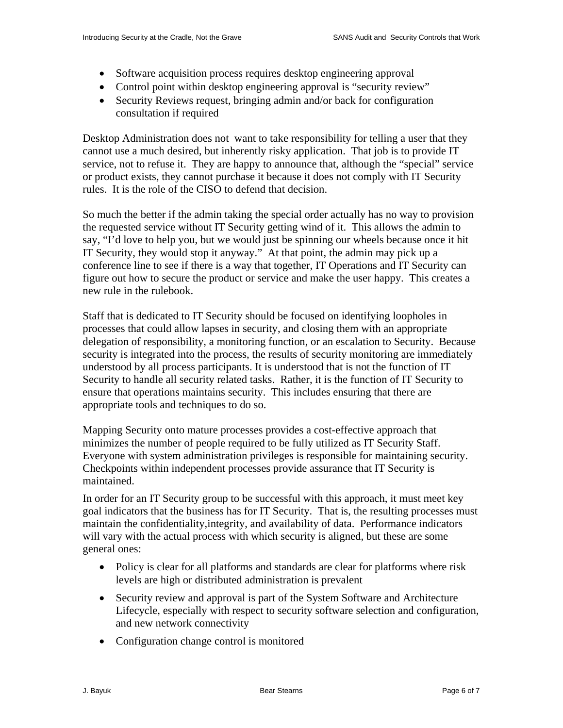- Software acquisition process requires desktop engineering approval
- Control point within desktop engineering approval is “security review”
- Security Reviews request, bringing admin and/or back for configuration consultation if required

Desktop Administration does not want to take responsibility for telling a user that they cannot use a much desired, but inherently risky application. That job is to provide IT service, not to refuse it. They are happy to announce that, although the “special” service or product exists, they cannot purchase it because it does not comply with IT Security rules. It is the role of the CISO to defend that decision.

So much the better if the admin taking the special order actually has no way to provision the requested service without IT Security getting wind of it. This allows the admin to say, “I’d love to help you, but we would just be spinning our wheels because once it hit IT Security, they would stop it anyway.” At that point, the admin may pick up a conference line to see if there is a way that together, IT Operations and IT Security can figure out how to secure the product or service and make the user happy. This creates a new rule in the rulebook.

Staff that is dedicated to IT Security should be focused on identifying loopholes in processes that could allow lapses in security, and closing them with an appropriate delegation of responsibility, a monitoring function, or an escalation to Security. Because security is integrated into the process, the results of security monitoring are immediately understood by all process participants. It is understood that is not the function of IT Security to handle all security related tasks. Rather, it is the function of IT Security to ensure that operations maintains security. This includes ensuring that there are appropriate tools and techniques to do so.

Mapping Security onto mature processes provides a cost-effective approach that minimizes the number of people required to be fully utilized as IT Security Staff. Everyone with system administration privileges is responsible for maintaining security. Checkpoints within independent processes provide assurance that IT Security is maintained.

In order for an IT Security group to be successful with this approach, it must meet key goal indicators that the business has for IT Security. That is, the resulting processes must maintain the confidentiality,integrity, and availability of data. Performance indicators will vary with the actual process with which security is aligned, but these are some general ones:

- Policy is clear for all platforms and standards are clear for platforms where risk levels are high or distributed administration is prevalent
- Security review and approval is part of the System Software and Architecture Lifecycle, especially with respect to security software selection and configuration, and new network connectivity
- Configuration change control is monitored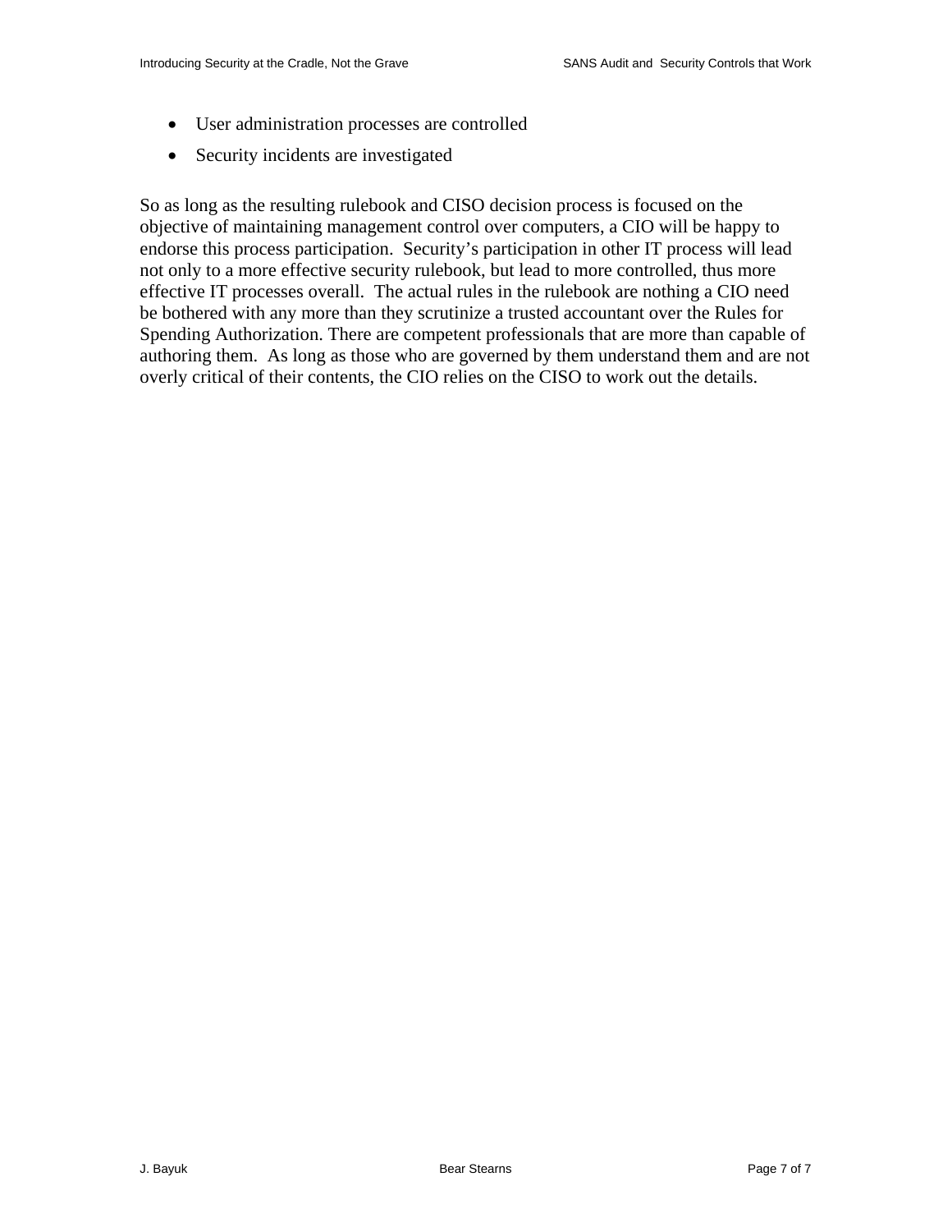- User administration processes are controlled
- Security incidents are investigated

So as long as the resulting rulebook and CISO decision process is focused on the objective of maintaining management control over computers, a CIO will be happy to endorse this process participation.  Security's participation in other IT process will lead not only to a more effective security rulebook, but lead to more controlled, thus more effective IT processes overall.  The actual rules in the rulebook are nothing a CIO need be bothered with any more than they scrutinize a trusted accountant over the Rules for Spending Authorization. There are competent professionals that are more than capable of authoring them.  As long as those who are governed by them understand them and are not overly critical of their contents, the CIO relies on the CISO to work out the details.